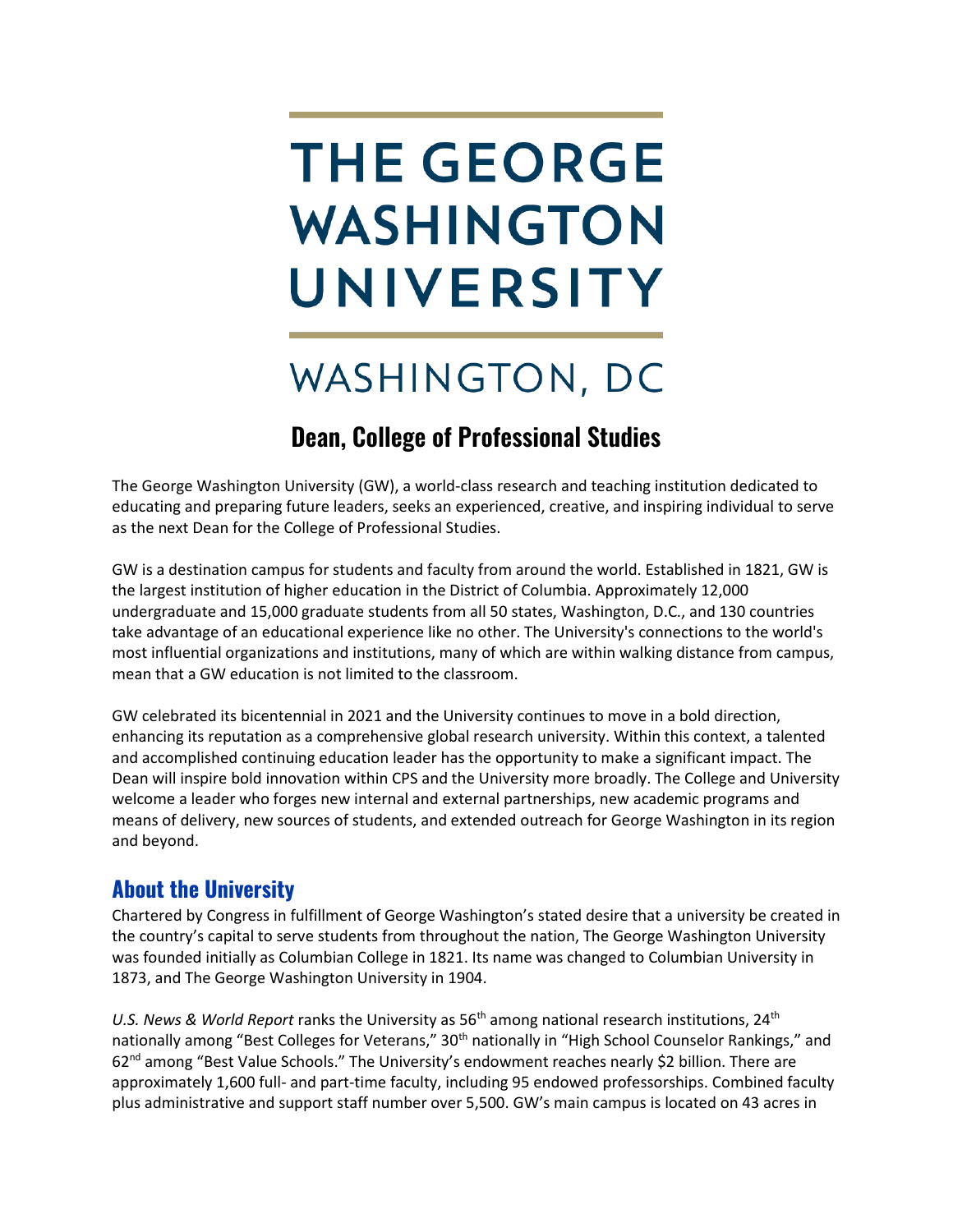# THE GEORGE WASHINGTON UNIVERSITY

WASHINGTON, DC

## Dean, College of Professional Studies

The George Washington University (GW), a world-class research and teaching institution dedicated to educating and preparing future leaders, seeks an experienced, creative, and inspiring individual to serve as the next Dean for the College of Professional Studies.

GW is a destination campus for students and faculty from around the world. Established in 1821, GW is the largest institution of higher education in the District of Columbia. Approximately 12,000 undergraduate and 15,000 graduate students from all 50 states, Washington, D.C., and 130 countries take advantage of an educational experience like no other. The University's connections to the world's most influential organizations and institutions, many of which are within walking distance from campus, mean that a GW education is not limited to the classroom.

GW celebrated its bicentennial in 2021 and the University continues to move in a bold direction, enhancing its reputation as a comprehensive global research university. Within this context, a talented and accomplished continuing education leader has the opportunity to make a significant impact. The Dean will inspire bold innovation within CPS and the University more broadly. The College and University welcome a leader who forges new internal and external partnerships, new academic programs and means of delivery, new sources of students, and extended outreach for George Washington in its region and beyond.

## About the University

Chartered by Congress in fulfillment of George Washington's stated desire that a university be created in the country's capital to serve students from throughout the nation, The George Washington University was founded initially as Columbian College in 1821. Its name was changed to Columbian University in 1873, and The George Washington University in 1904.

*U.S. News & World Report* ranks the University as 56th among national research institutions, 24th nationally among "Best Colleges for Veterans," 30th nationally in "High School Counselor Rankings," and 62nd among "Best Value Schools." The University's endowment reaches nearly $2 billion. There are approximately 1,600 full- and part-time faculty, including 95 endowed professorships. Combined faculty plus administrative and support staff number over 5,500. GW's main campus is located on 43 acres in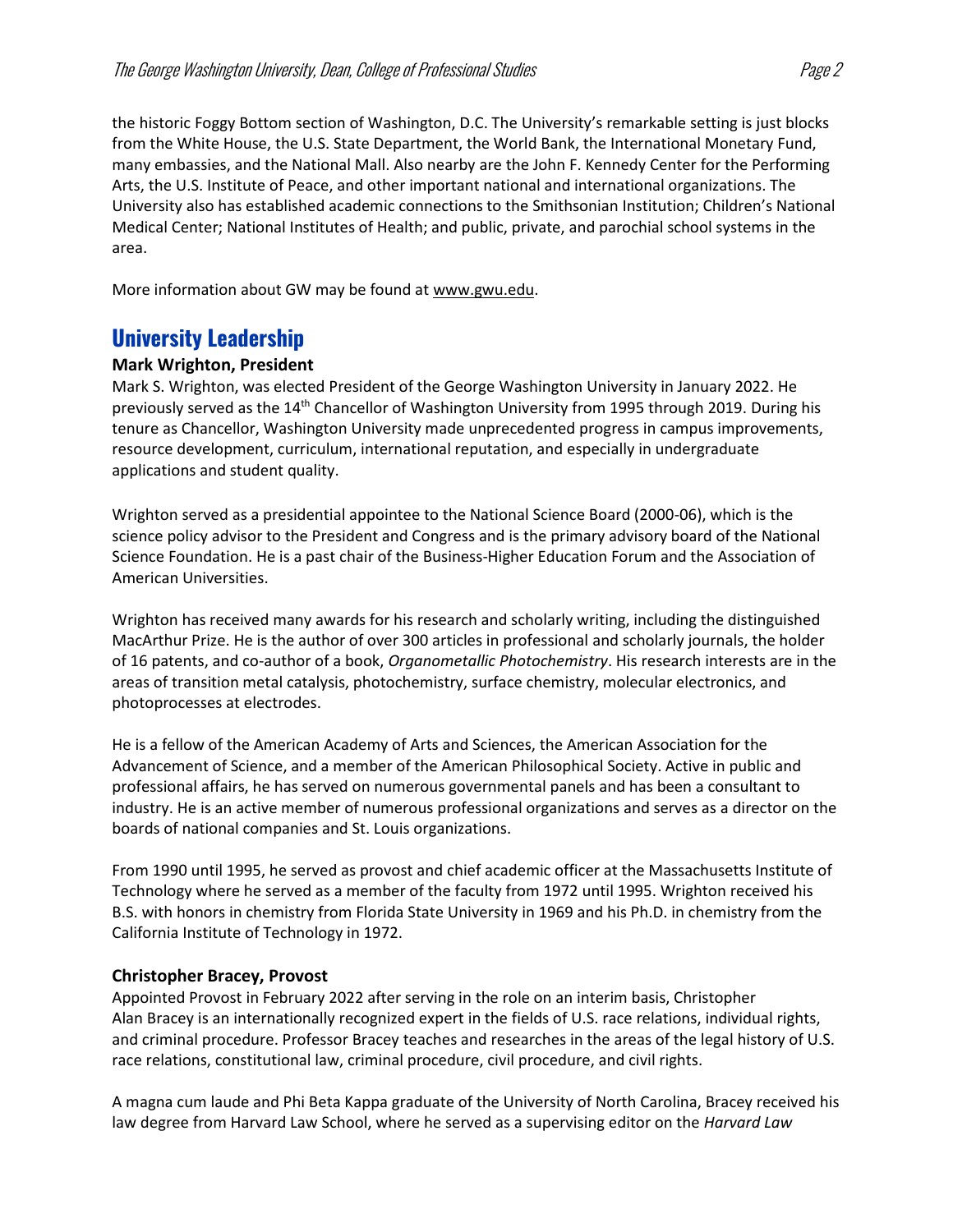the historic Foggy Bottom section of Washington, D.C. The University's remarkable setting is just blocks from the White House, the U.S. State Department, the World Bank, the International Monetary Fund, many embassies, and the National Mall. Also nearby are the John F. Kennedy Center for the Performing Arts, the U.S. Institute of Peace, and other important national and international organizations. The University also has established academic connections to the Smithsonian Institution; Children's National Medical Center; National Institutes of Health; and public, private, and parochial school systems in the area.

More information about GW may be found at www.gwu.edu.

## University Leadership

**Mark Wrighton, President**

Mark S. Wrighton, was elected President of the George Washington University in January 2022. He previously served as the 14th Chancellor of Washington University from 1995 through 2019. During his tenure as Chancellor, Washington University made unprecedented progress in campus improvements, resource development, curriculum, international reputation, and especially in undergraduate applications and student quality.

Wrighton served as a presidential appointee to the National Science Board (2000-06), which is the science policy advisor to the President and Congress and is the primary advisory board of the National Science Foundation. He is a past chair of the Business-Higher Education Forum and the Association of American Universities.

Wrighton has received many awards for his research and scholarly writing, including the distinguished MacArthur Prize. He is the author of over 300 articles in professional and scholarly journals, the holder of 16 patents, and co-author of a book, *Organometallic Photochemistry*. His research interests are in the areas of transition metal catalysis, photochemistry, surface chemistry, molecular electronics, and photoprocesses at electrodes.

He is a fellow of the American Academy of Arts and Sciences, the American Association for the Advancement of Science, and a member of the American Philosophical Society. Active in public and professional affairs, he has served on numerous governmental panels and has been a consultant to industry. He is an active member of numerous professional organizations and serves as a director on the boards of national companies and St. Louis organizations.

From 1990 until 1995, he served as provost and chief academic officer at the Massachusetts Institute of Technology where he served as a member of the faculty from 1972 until 1995. Wrighton received his B.S. with honors in chemistry from Florida State University in 1969 and his Ph.D. in chemistry from the California Institute of Technology in 1972.

**Christopher Bracey, Provost**

Appointed Provost in February 2022 after serving in the role on an interim basis, Christopher Alan Bracey is an internationally recognized expert in the fields of U.S. race relations, individual rights, and criminal procedure. Professor Bracey teaches and researches in the areas of the legal history of U.S. race relations, constitutional law, criminal procedure, civil procedure, and civil rights.

A magna cum laude and Phi Beta Kappa graduate of the University of North Carolina, Bracey received his law degree from Harvard Law School, where he served as a supervising editor on the *Harvard Law*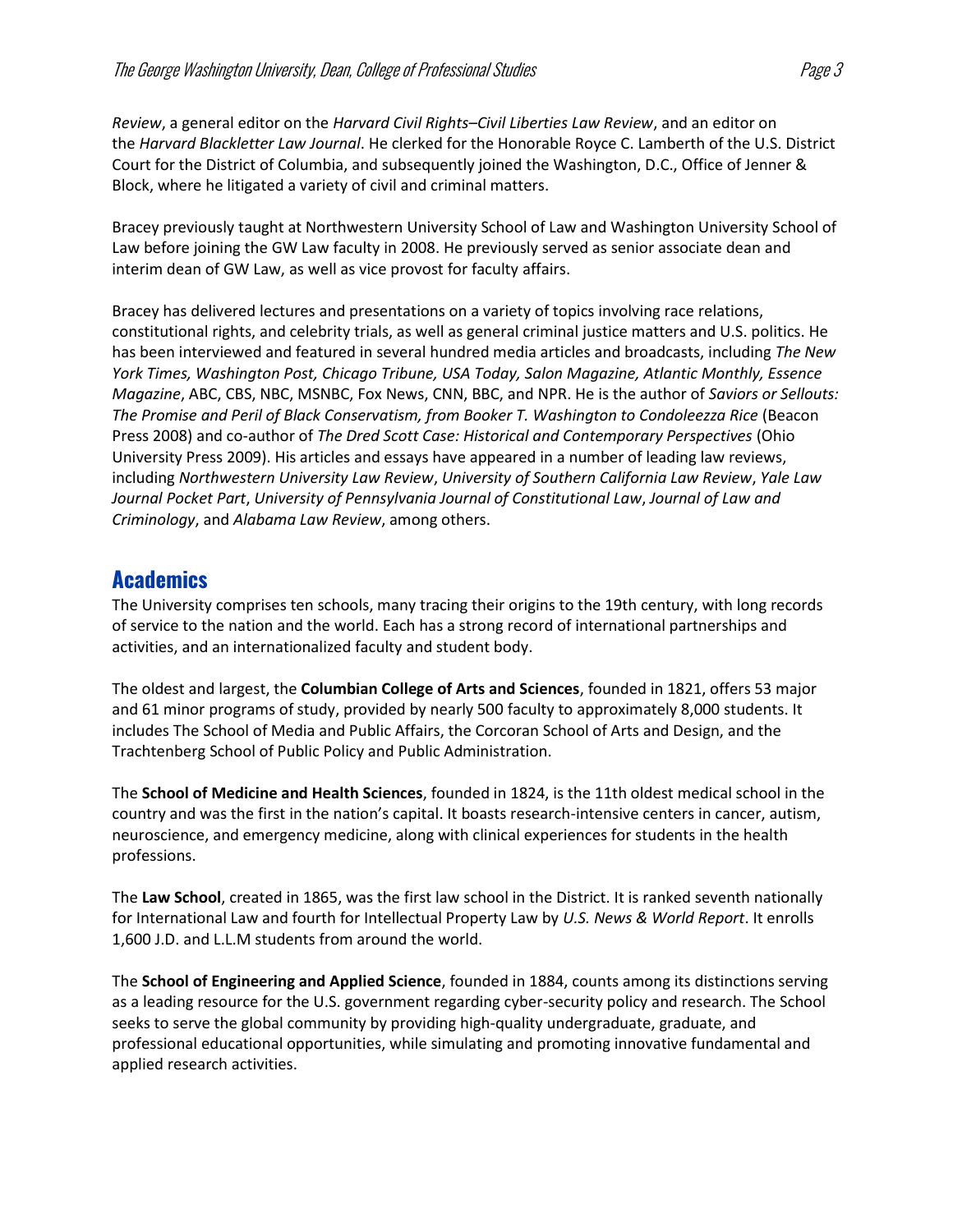*Review*, a general editor on the *Harvard Civil Rights–Civil Liberties Law Review*, and an editor on the *Harvard Blackletter Law Journal*. He clerked for the Honorable Royce C. Lamberth of the U.S. District Court for the District of Columbia, and subsequently joined the Washington, D.C., Office of Jenner & Block, where he litigated a variety of civil and criminal matters.

Bracey previously taught at Northwestern University School of Law and Washington University School of Law before joining the GW Law faculty in 2008. He previously served as senior associate dean and interim dean of GW Law, as well as vice provost for faculty affairs.

Bracey has delivered lectures and presentations on a variety of topics involving race relations, constitutional rights, and celebrity trials, as well as general criminal justice matters and U.S. politics. He has been interviewed and featured in several hundred media articles and broadcasts, including *The New York Times, Washington Post, Chicago Tribune, USA Today, Salon Magazine, Atlantic Monthly, Essence Magazine*, ABC, CBS, NBC, MSNBC, Fox News, CNN, BBC, and NPR. He is the author of *Saviors or Sellouts: The Promise and Peril of Black Conservatism, from Booker T. Washington to Condoleezza Rice* (Beacon Press 2008) and co-author of *The Dred Scott Case: Historical and Contemporary Perspectives* (Ohio University Press 2009). His articles and essays have appeared in a number of leading law reviews, including *Northwestern University Law Review*, *University of Southern California Law Review*, *Yale Law Journal Pocket Part*, *University of Pennsylvania Journal of Constitutional Law*, *Journal of Law and Criminology*, and *Alabama Law Review*, among others.

## Academics

The University comprises ten schools, many tracing their origins to the 19th century, with long records of service to the nation and the world. Each has a strong record of international partnerships and activities, and an internationalized faculty and student body.

The oldest and largest, the **Columbian College of Arts and Sciences**, founded in 1821, offers 53 major and 61 minor programs of study, provided by nearly 500 faculty to approximately 8,000 students. It includes The School of Media and Public Affairs, the Corcoran School of Arts and Design, and the Trachtenberg School of Public Policy and Public Administration.

The **School of Medicine and Health Sciences**, founded in 1824, is the 11th oldest medical school in the country and was the first in the nation's capital. It boasts research-intensive centers in cancer, autism, neuroscience, and emergency medicine, along with clinical experiences for students in the health professions.

The **Law School**, created in 1865, was the first law school in the District. It is ranked seventh nationally for International Law and fourth for Intellectual Property Law by *U.S. News & World Report*. It enrolls 1,600 J.D. and L.L.M students from around the world.

The **School of Engineering and Applied Science**, founded in 1884, counts among its distinctions serving as a leading resource for the U.S. government regarding cyber-security policy and research. The School seeks to serve the global community by providing high-quality undergraduate, graduate, and professional educational opportunities, while simulating and promoting innovative fundamental and applied research activities.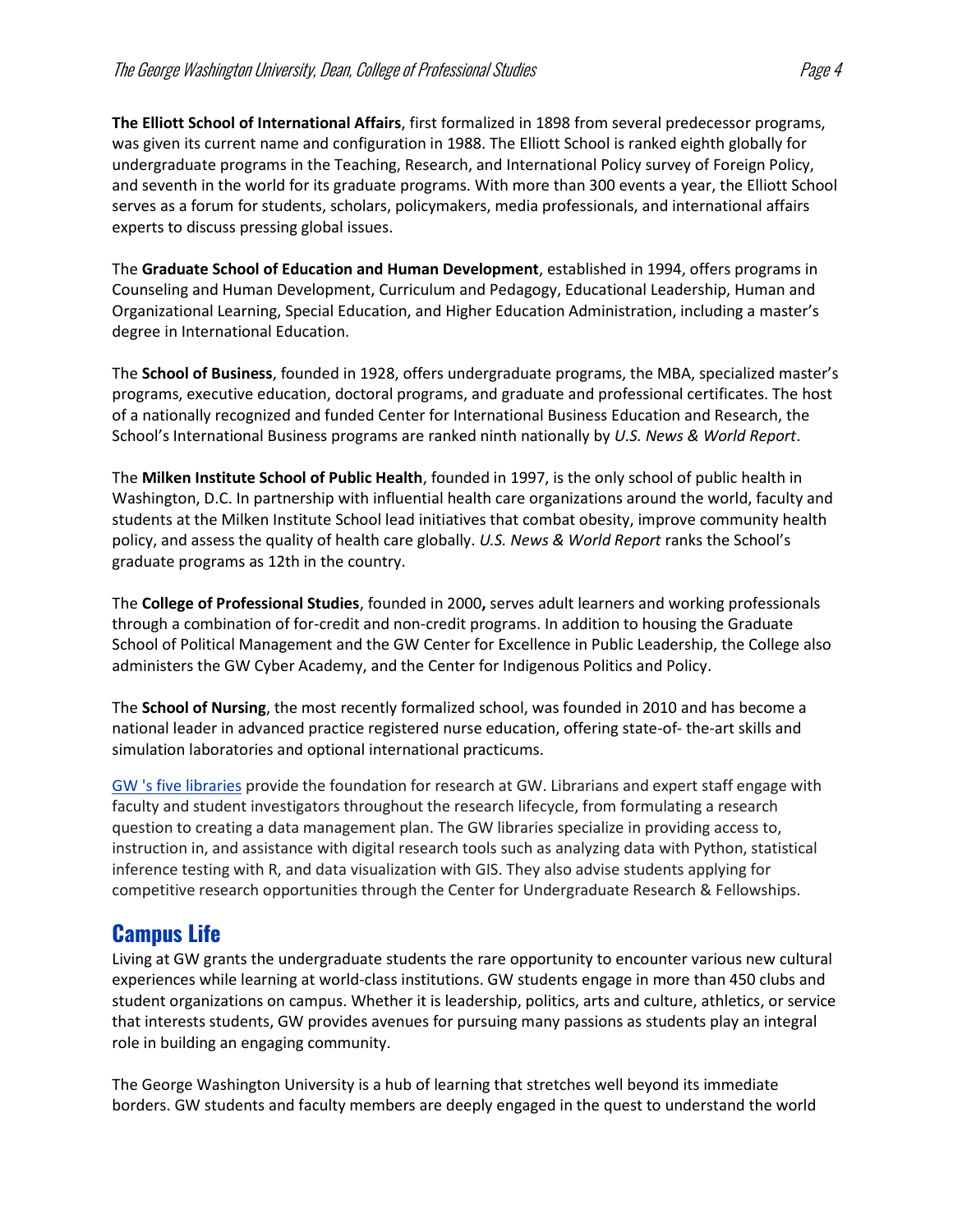**The Elliott School of International Affairs**, first formalized in 1898 from several predecessor programs, was given its current name and configuration in 1988. The Elliott School is ranked eighth globally for undergraduate programs in the Teaching, Research, and International Policy survey of Foreign Policy, and seventh in the world for its graduate programs. With more than 300 events a year, the Elliott School serves as a forum for students, scholars, policymakers, media professionals, and international affairs experts to discuss pressing global issues.

The **Graduate School of Education and Human Development**, established in 1994, offers programs in Counseling and Human Development, Curriculum and Pedagogy, Educational Leadership, Human and Organizational Learning, Special Education, and Higher Education Administration, including a master's degree in International Education.

The **School of Business**, founded in 1928, offers undergraduate programs, the MBA, specialized master's programs, executive education, doctoral programs, and graduate and professional certificates. The host of a nationally recognized and funded Center for International Business Education and Research, the School's International Business programs are ranked ninth nationally by *U.S. News & World Report*.

The **Milken Institute School of Public Health**, founded in 1997, is the only school of public health in Washington, D.C. In partnership with influential health care organizations around the world, faculty and students at the Milken Institute School lead initiatives that combat obesity, improve community health policy, and assess the quality of health care globally. *U.S. News & World Report* ranks the School's graduate programs as 12th in the country.

The **College of Professional Studies**, founded in 2000**,** serves adult learners and working professionals through a combination of for-credit and non-credit programs. In addition to housing the Graduate School of Political Management and the GW Center for Excellence in Public Leadership, the College also administers the GW Cyber Academy, and the Center for Indigenous Politics and Policy.

The **School of Nursing**, the most recently formalized school, was founded in 2010 and has become a national leader in advanced practice registered nurse education, offering state-of- the-art skills and simulation laboratories and optional international practicums.

GW 's five libraries provide the foundation for research at GW. Librarians and expert staff engage with faculty and student investigators throughout the research lifecycle, from formulating a research question to creating a data management plan. The GW libraries specialize in providing access to, instruction in, and assistance with digital research tools such as analyzing data with Python, statistical inference testing with R, and data visualization with GIS. They also advise students applying for competitive research opportunities through the Center for Undergraduate Research & Fellowships.

## Campus Life

Living at GW grants the undergraduate students the rare opportunity to encounter various new cultural experiences while learning at world-class institutions. GW students engage in more than 450 clubs and student organizations on campus. Whether it is leadership, politics, arts and culture, athletics, or service that interests students, GW provides avenues for pursuing many passions as students play an integral role in building an engaging community.

The George Washington University is a hub of learning that stretches well beyond its immediate borders. GW students and faculty members are deeply engaged in the quest to understand the world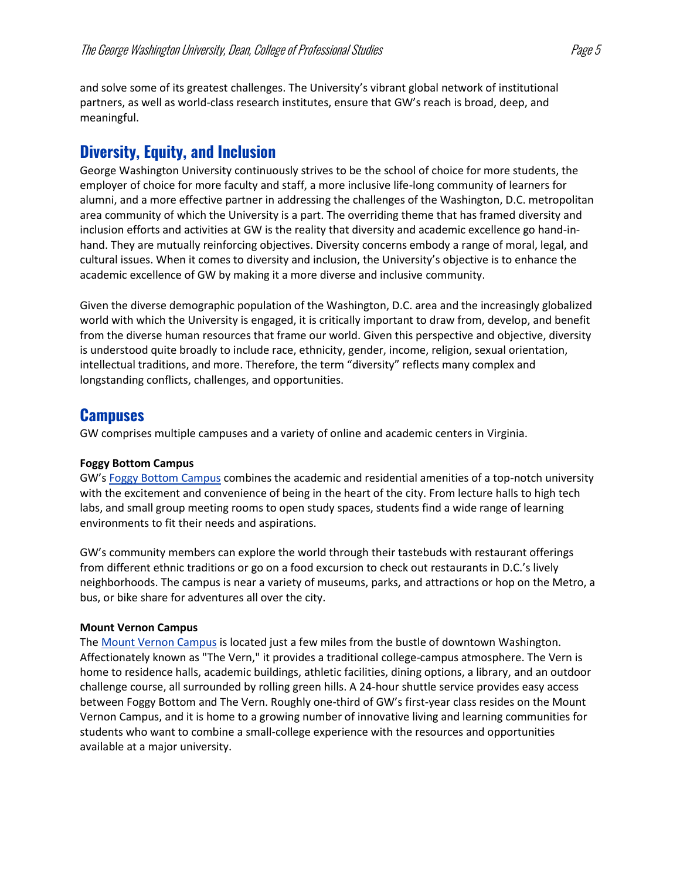and solve some of its greatest challenges. The University's vibrant global network of institutional partners, as well as world-class research institutes, ensure that GW's reach is broad, deep, and meaningful.

## Diversity, Equity, and Inclusion

George Washington University continuously strives to be the school of choice for more students, the employer of choice for more faculty and staff, a more inclusive life-long community of learners for alumni, and a more effective partner in addressing the challenges of the Washington, D.C. metropolitan area community of which the University is a part. The overriding theme that has framed diversity and inclusion efforts and activities at GW is the reality that diversity and academic excellence go hand-in-hand. They are mutually reinforcing objectives. Diversity concerns embody a range of moral, legal, and cultural issues. When it comes to diversity and inclusion, the University's objective is to enhance the academic excellence of GW by making it a more diverse and inclusive community.

Given the diverse demographic population of the Washington, D.C. area and the increasingly globalized world with which the University is engaged, it is critically important to draw from, develop, and benefit from the diverse human resources that frame our world. Given this perspective and objective, diversity is understood quite broadly to include race, ethnicity, gender, income, religion, sexual orientation, intellectual traditions, and more. Therefore, the term "diversity" reflects many complex and longstanding conflicts, challenges, and opportunities.

## Campuses

GW comprises multiple campuses and a variety of online and academic centers in Virginia.

**Foggy Bottom Campus**

GW's Foggy Bottom Campus combines the academic and residential amenities of a top-notch university with the excitement and convenience of being in the heart of the city. From lecture halls to high tech labs, and small group meeting rooms to open study spaces, students find a wide range of learning environments to fit their needs and aspirations.

GW's community members can explore the world through their tastebuds with restaurant offerings from different ethnic traditions or go on a food excursion to check out restaurants in D.C.'s lively neighborhoods. The campus is near a variety of museums, parks, and attractions or hop on the Metro, a bus, or bike share for adventures all over the city.

**Mount Vernon Campus**

The Mount Vernon Campus is located just a few miles from the bustle of downtown Washington. Affectionately known as "The Vern," it provides a traditional college-campus atmosphere. The Vern is home to residence halls, academic buildings, athletic facilities, dining options, a library, and an outdoor challenge course, all surrounded by rolling green hills. A 24-hour shuttle service provides easy access between Foggy Bottom and The Vern. Roughly one-third of GW's first-year class resides on the Mount Vernon Campus, and it is home to a growing number of innovative living and learning communities for students who want to combine a small-college experience with the resources and opportunities available at a major university.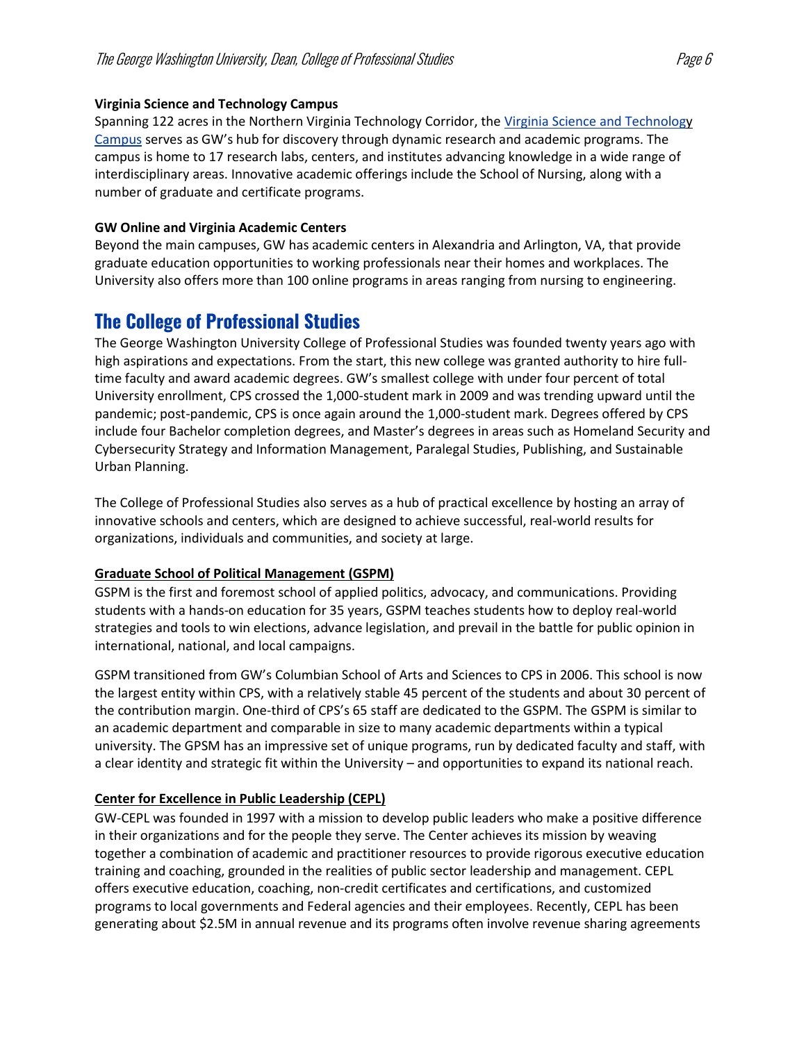**Virginia Science and Technology Campus**

Spanning 122 acres in the Northern Virginia Technology Corridor, the Virginia Science and Technology Campus serves as GW's hub for discovery through dynamic research and academic programs. The campus is home to 17 research labs, centers, and institutes advancing knowledge in a wide range of interdisciplinary areas. Innovative academic offerings include the School of Nursing, along with a number of graduate and certificate programs.

**GW Online and Virginia Academic Centers**

Beyond the main campuses, GW has academic centers in Alexandria and Arlington, VA, that provide graduate education opportunities to working professionals near their homes and workplaces. The University also offers more than 100 online programs in areas ranging from nursing to engineering.

## The College of Professional Studies

The George Washington University College of Professional Studies was founded twenty years ago with high aspirations and expectations. From the start, this new college was granted authority to hire full-time faculty and award academic degrees. GW's smallest college with under four percent of total University enrollment, CPS crossed the 1,000-student mark in 2009 and was trending upward until the pandemic; post-pandemic, CPS is once again around the 1,000-student mark. Degrees offered by CPS include four Bachelor completion degrees, and Master's degrees in areas such as Homeland Security and Cybersecurity Strategy and Information Management, Paralegal Studies, Publishing, and Sustainable Urban Planning.

The College of Professional Studies also serves as a hub of practical excellence by hosting an array of innovative schools and centers, which are designed to achieve successful, real-world results for organizations, individuals and communities, and society at large.

**Graduate School of Political Management (GSPM)**

GSPM is the first and foremost school of applied politics, advocacy, and communications. Providing students with a hands-on education for 35 years, GSPM teaches students how to deploy real-world strategies and tools to win elections, advance legislation, and prevail in the battle for public opinion in international, national, and local campaigns.

GSPM transitioned from GW's Columbian School of Arts and Sciences to CPS in 2006. This school is now the largest entity within CPS, with a relatively stable 45 percent of the students and about 30 percent of the contribution margin. One-third of CPS's 65 staff are dedicated to the GSPM. The GSPM is similar to an academic department and comparable in size to many academic departments within a typical university. The GPSM has an impressive set of unique programs, run by dedicated faculty and staff, with a clear identity and strategic fit within the University – and opportunities to expand its national reach.

**Center for Excellence in Public Leadership (CEPL)**

GW-CEPL was founded in 1997 with a mission to develop public leaders who make a positive difference in their organizations and for the people they serve. The Center achieves its mission by weaving together a combination of academic and practitioner resources to provide rigorous executive education training and coaching, grounded in the realities of public sector leadership and management. CEPL offers executive education, coaching, non-credit certificates and certifications, and customized programs to local governments and Federal agencies and their employees. Recently, CEPL has been generating about $2.5M in annual revenue and its programs often involve revenue sharing agreements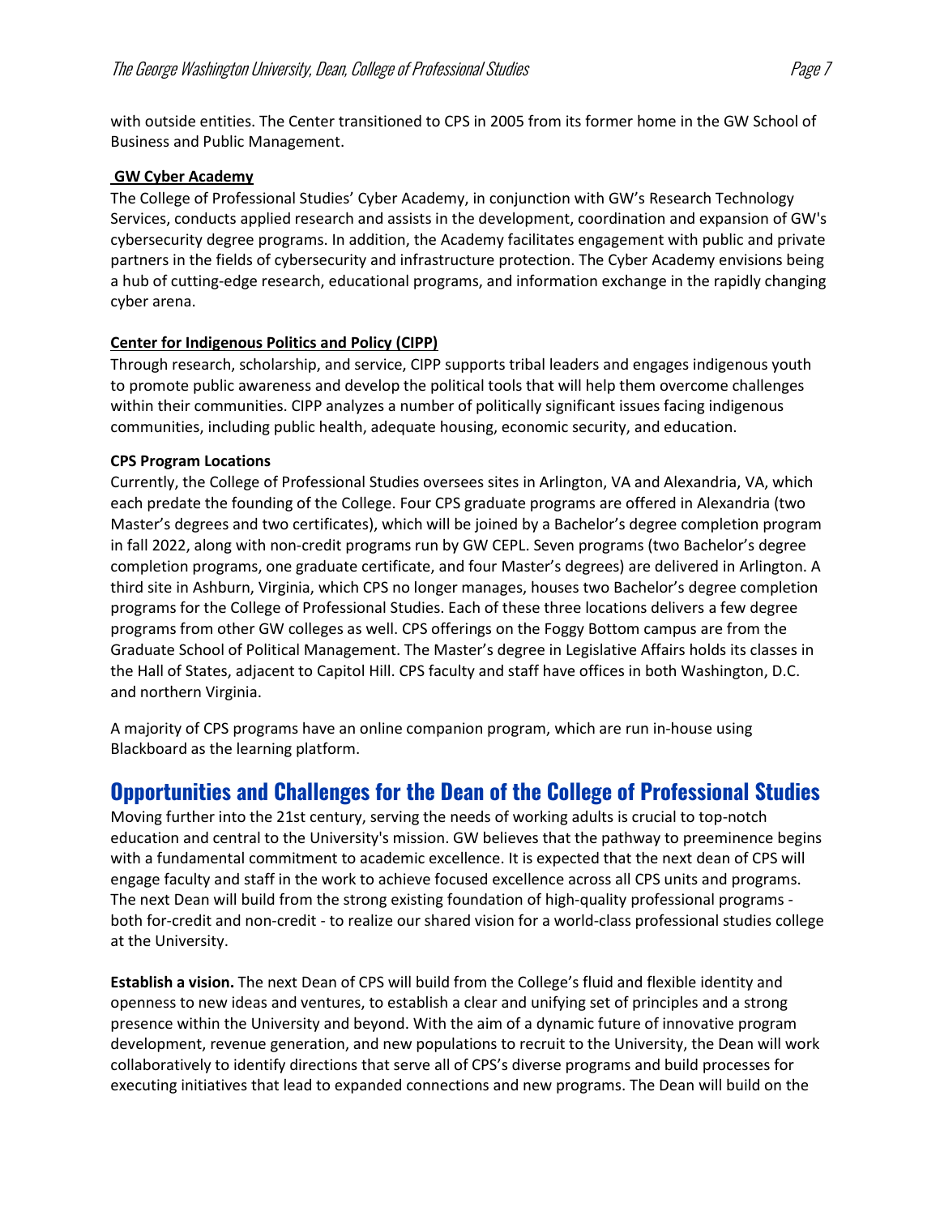with outside entities. The Center transitioned to CPS in 2005 from its former home in the GW School of Business and Public Management.

**GW Cyber Academy**

The College of Professional Studies' Cyber Academy, in conjunction with GW's Research Technology Services, conducts applied research and assists in the development, coordination and expansion of GW's cybersecurity degree programs. In addition, the Academy facilitates engagement with public and private partners in the fields of cybersecurity and infrastructure protection. The Cyber Academy envisions being a hub of cutting-edge research, educational programs, and information exchange in the rapidly changing cyber arena.

**Center for Indigenous Politics and Policy (CIPP)**

Through research, scholarship, and service, CIPP supports tribal leaders and engages indigenous youth to promote public awareness and develop the political tools that will help them overcome challenges within their communities. CIPP analyzes a number of politically significant issues facing indigenous communities, including public health, adequate housing, economic security, and education.

**CPS Program Locations**

Currently, the College of Professional Studies oversees sites in Arlington, VA and Alexandria, VA, which each predate the founding of the College. Four CPS graduate programs are offered in Alexandria (two Master's degrees and two certificates), which will be joined by a Bachelor's degree completion program in fall 2022, along with non-credit programs run by GW CEPL. Seven programs (two Bachelor's degree completion programs, one graduate certificate, and four Master's degrees) are delivered in Arlington. A third site in Ashburn, Virginia, which CPS no longer manages, houses two Bachelor's degree completion programs for the College of Professional Studies. Each of these three locations delivers a few degree programs from other GW colleges as well. CPS offerings on the Foggy Bottom campus are from the Graduate School of Political Management. The Master's degree in Legislative Affairs holds its classes in the Hall of States, adjacent to Capitol Hill. CPS faculty and staff have offices in both Washington, D.C. and northern Virginia.

A majority of CPS programs have an online companion program, which are run in-house using Blackboard as the learning platform.

## Opportunities and Challenges for the Dean of the College of Professional Studies

Moving further into the 21st century, serving the needs of working adults is crucial to top-notch education and central to the University's mission. GW believes that the pathway to preeminence begins with a fundamental commitment to academic excellence. It is expected that the next dean of CPS will engage faculty and staff in the work to achieve focused excellence across all CPS units and programs. The next Dean will build from the strong existing foundation of high-quality professional programs - both for-credit and non-credit - to realize our shared vision for a world-class professional studies college at the University.

**Establish a vision.** The next Dean of CPS will build from the College's fluid and flexible identity and openness to new ideas and ventures, to establish a clear and unifying set of principles and a strong presence within the University and beyond. With the aim of a dynamic future of innovative program development, revenue generation, and new populations to recruit to the University, the Dean will work collaboratively to identify directions that serve all of CPS's diverse programs and build processes for executing initiatives that lead to expanded connections and new programs. The Dean will build on the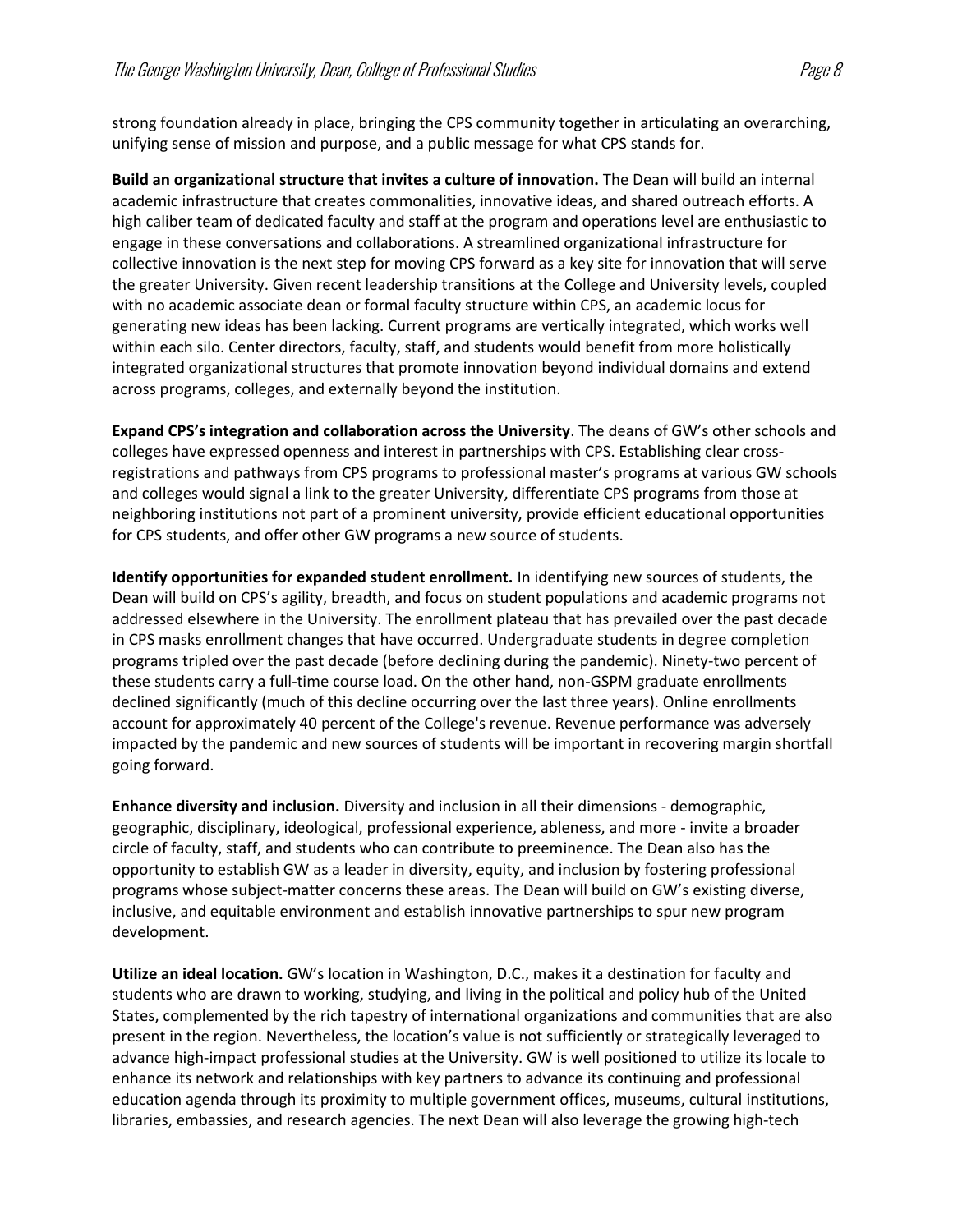strong foundation already in place, bringing the CPS community together in articulating an overarching, unifying sense of mission and purpose, and a public message for what CPS stands for.

**Build an organizational structure that invites a culture of innovation.** The Dean will build an internal academic infrastructure that creates commonalities, innovative ideas, and shared outreach efforts. A high caliber team of dedicated faculty and staff at the program and operations level are enthusiastic to engage in these conversations and collaborations. A streamlined organizational infrastructure for collective innovation is the next step for moving CPS forward as a key site for innovation that will serve the greater University. Given recent leadership transitions at the College and University levels, coupled with no academic associate dean or formal faculty structure within CPS, an academic locus for generating new ideas has been lacking. Current programs are vertically integrated, which works well within each silo. Center directors, faculty, staff, and students would benefit from more holistically integrated organizational structures that promote innovation beyond individual domains and extend across programs, colleges, and externally beyond the institution.

**Expand CPS's integration and collaboration across the University**. The deans of GW's other schools and colleges have expressed openness and interest in partnerships with CPS. Establishing clear cross-registrations and pathways from CPS programs to professional master's programs at various GW schools and colleges would signal a link to the greater University, differentiate CPS programs from those at neighboring institutions not part of a prominent university, provide efficient educational opportunities for CPS students, and offer other GW programs a new source of students.

**Identify opportunities for expanded student enrollment.** In identifying new sources of students, the Dean will build on CPS's agility, breadth, and focus on student populations and academic programs not addressed elsewhere in the University. The enrollment plateau that has prevailed over the past decade in CPS masks enrollment changes that have occurred. Undergraduate students in degree completion programs tripled over the past decade (before declining during the pandemic). Ninety-two percent of these students carry a full-time course load. On the other hand, non-GSPM graduate enrollments declined significantly (much of this decline occurring over the last three years). Online enrollments account for approximately 40 percent of the College's revenue. Revenue performance was adversely impacted by the pandemic and new sources of students will be important in recovering margin shortfall going forward.

**Enhance diversity and inclusion.** Diversity and inclusion in all their dimensions - demographic, geographic, disciplinary, ideological, professional experience, ableness, and more - invite a broader circle of faculty, staff, and students who can contribute to preeminence. The Dean also has the opportunity to establish GW as a leader in diversity, equity, and inclusion by fostering professional programs whose subject-matter concerns these areas. The Dean will build on GW's existing diverse, inclusive, and equitable environment and establish innovative partnerships to spur new program development.

**Utilize an ideal location.** GW's location in Washington, D.C., makes it a destination for faculty and students who are drawn to working, studying, and living in the political and policy hub of the United States, complemented by the rich tapestry of international organizations and communities that are also present in the region. Nevertheless, the location's value is not sufficiently or strategically leveraged to advance high-impact professional studies at the University. GW is well positioned to utilize its locale to enhance its network and relationships with key partners to advance its continuing and professional education agenda through its proximity to multiple government offices, museums, cultural institutions, libraries, embassies, and research agencies. The next Dean will also leverage the growing high-tech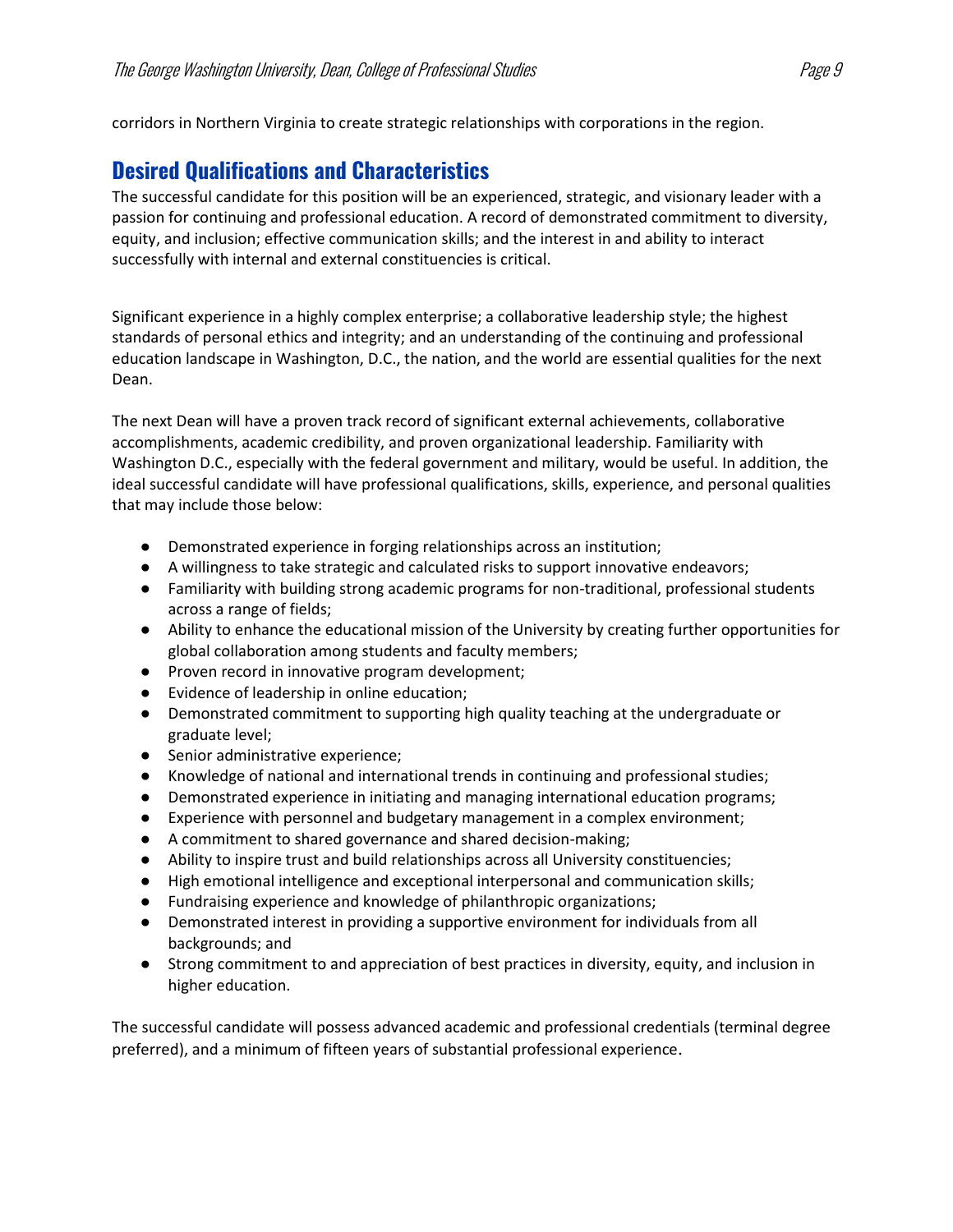corridors in Northern Virginia to create strategic relationships with corporations in the region.

## Desired Qualifications and Characteristics

The successful candidate for this position will be an experienced, strategic, and visionary leader with a passion for continuing and professional education. A record of demonstrated commitment to diversity, equity, and inclusion; effective communication skills; and the interest in and ability to interact successfully with internal and external constituencies is critical.

Significant experience in a highly complex enterprise; a collaborative leadership style; the highest standards of personal ethics and integrity; and an understanding of the continuing and professional education landscape in Washington, D.C., the nation, and the world are essential qualities for the next Dean.

The next Dean will have a proven track record of significant external achievements, collaborative accomplishments, academic credibility, and proven organizational leadership. Familiarity with Washington D.C., especially with the federal government and military, would be useful. In addition, the ideal successful candidate will have professional qualifications, skills, experience, and personal qualities that may include those below:

- Demonstrated experience in forging relationships across an institution;
- A willingness to take strategic and calculated risks to support innovative endeavors;
- Familiarity with building strong academic programs for non-traditional, professional students across a range of fields;
- Ability to enhance the educational mission of the University by creating further opportunities for global collaboration among students and faculty members;
- Proven record in innovative program development;
- Evidence of leadership in online education;
- Demonstrated commitment to supporting high quality teaching at the undergraduate or graduate level;
- Senior administrative experience;
- Knowledge of national and international trends in continuing and professional studies;
- Demonstrated experience in initiating and managing international education programs;
- Experience with personnel and budgetary management in a complex environment;
- A commitment to shared governance and shared decision-making;
- Ability to inspire trust and build relationships across all University constituencies;
- High emotional intelligence and exceptional interpersonal and communication skills;
- Fundraising experience and knowledge of philanthropic organizations;
- Demonstrated interest in providing a supportive environment for individuals from all backgrounds; and
- Strong commitment to and appreciation of best practices in diversity, equity, and inclusion in higher education.

The successful candidate will possess advanced academic and professional credentials (terminal degree preferred), and a minimum of fifteen years of substantial professional experience.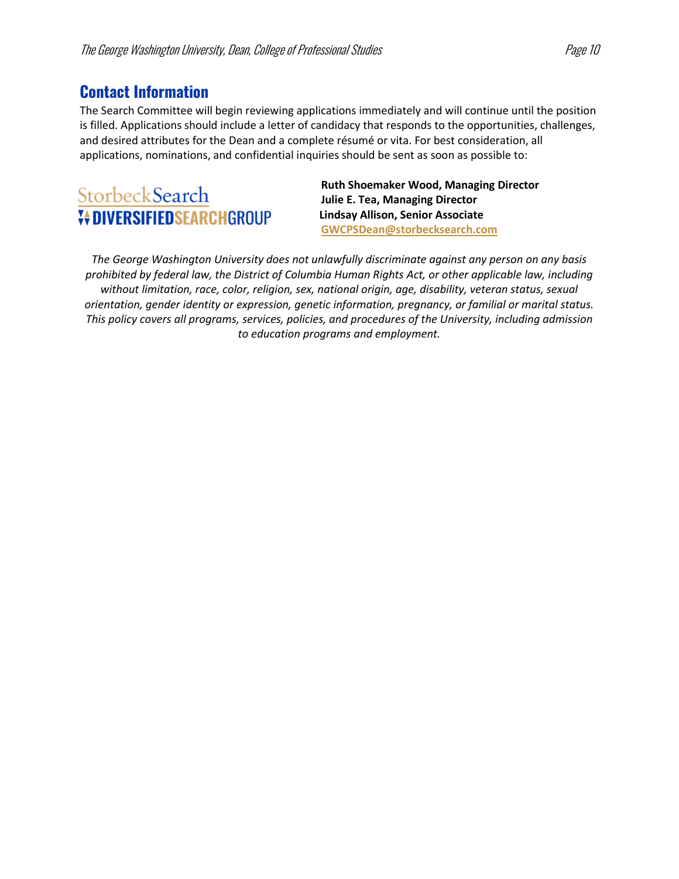## Contact Information

The Search Committee will begin reviewing applications immediately and will continue until the position is filled. Applications should include a letter of candidacy that responds to the opportunities, challenges, and desired attributes for the Dean and a complete résumé or vita. For best consideration, all applications, nominations, and confidential inquiries should be sent as soon as possible to:

StorbeckSearch
DIVERSIFIEDSEARCHGROUP

**Ruth Shoemaker Wood, Managing Director**
**Julie E. Tea, Managing Director**
**Lindsay Allison, Senior Associate**
**GWCPSDean@storbecksearch.com**

*The George Washington University does not unlawfully discriminate against any person on any basis prohibited by federal law, the District of Columbia Human Rights Act, or other applicable law, including without limitation, race, color, religion, sex, national origin, age, disability, veteran status, sexual orientation, gender identity or expression, genetic information, pregnancy, or familial or marital status. This policy covers all programs, services, policies, and procedures of the University, including admission to education programs and employment.*